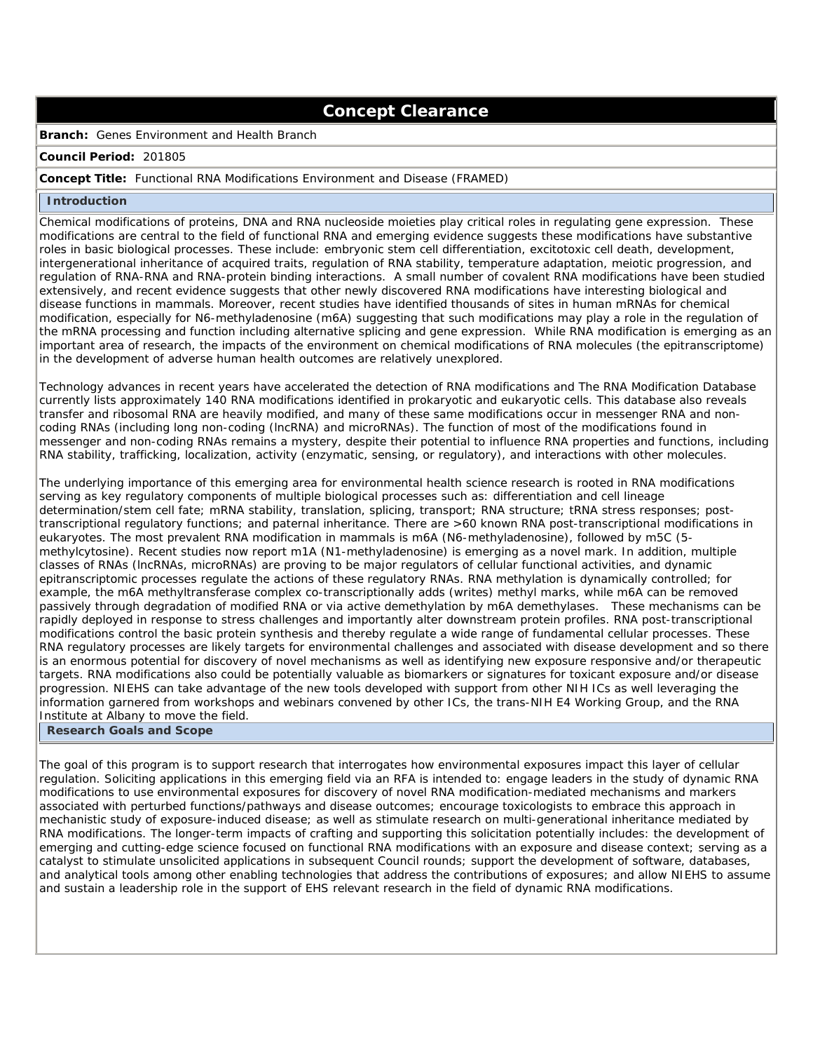# Concept Clearance

**Branch:** Genes Environment and Health Branch

**Council Period:** 201805

**Concept Title:** Functional RNA Modifications Environment and Disease (FRAMED)

## Introduction

Chemical modifications of proteins, DNA and RNA nucleoside moieties play critical roles in regulating gene expression. These modifications are central to the field of functional RNA and emerging evidence suggests these modifications have substantive roles in basic biological processes. These include: embryonic stem cell differentiation, excitotoxic cell death, development, intergenerational inheritance of acquired traits, regulation of RNA stability, temperature adaptation, meiotic progression, and regulation of RNA-RNA and RNA-protein binding interactions. A small number of covalent RNA modifications have been studied extensively, and recent evidence suggests that other newly discovered RNA modifications have interesting biological and disease functions in mammals. Moreover, recent studies have identified thousands of sites in human mRNAs for chemical modification, especially for N6-methyladenosine (m6A) suggesting that such modifications may play a role in the regulation of the mRNA processing and function including alternative splicing and gene expression. While RNA modification is emerging as an important area of research, the impacts of the environment on chemical modifications of RNA molecules (the epitranscriptome) in the development of adverse human health outcomes are relatively unexplored.

Technology advances in recent years have accelerated the detection of RNA modifications and The RNA Modification Database currently lists approximately 140 RNA modifications identified in prokaryotic and eukaryotic cells. This database also reveals transfer and ribosomal RNA are heavily modified, and many of these same modifications occur in messenger RNA and non-coding RNAs (including long non-coding (lncRNA) and microRNAs). The function of most of the modifications found in messenger and non-coding RNAs remains a mystery, despite their potential to influence RNA properties and functions, including RNA stability, trafficking, localization, activity (enzymatic, sensing, or regulatory), and interactions with other molecules.

The underlying importance of this emerging area for environmental health science research is rooted in RNA modifications serving as key regulatory components of multiple biological processes such as: differentiation and cell lineage determination/stem cell fate; mRNA stability, translation, splicing, transport; RNA structure; tRNA stress responses; post-transcriptional regulatory functions; and paternal inheritance. There are >60 known RNA post-transcriptional modifications in eukaryotes. The most prevalent RNA modification in mammals is m6A (N6-methyladenosine), followed by m5C (5-methylcytosine). Recent studies now report m1A (N1-methyladenosine) is emerging as a novel mark. In addition, multiple classes of RNAs (lncRNAs, microRNAs) are proving to be major regulators of cellular functional activities, and dynamic epitranscriptomic processes regulate the actions of these regulatory RNAs. RNA methylation is dynamically controlled; for example, the m6A methyltransferase complex co-transcriptionally adds (writes) methyl marks, while m6A can be removed passively through degradation of modified RNA or via active demethylation by m6A demethylases. These mechanisms can be rapidly deployed in response to stress challenges and importantly alter downstream protein profiles. RNA post-transcriptional modifications control the basic protein synthesis and thereby regulate a wide range of fundamental cellular processes. These RNA regulatory processes are likely targets for environmental challenges and associated with disease development and so there is an enormous potential for discovery of novel mechanisms as well as identifying new exposure responsive and/or therapeutic targets. RNA modifications also could be potentially valuable as biomarkers or signatures for toxicant exposure and/or disease progression. NIEHS can take advantage of the new tools developed with support from other NIH ICs as well leveraging the information garnered from workshops and webinars convened by other ICs, the trans-NIH E4 Working Group, and the RNA Institute at Albany to move the field.

## Research Goals and Scope

The goal of this program is to support research that interrogates how environmental exposures impact this layer of cellular regulation. Soliciting applications in this emerging field via an RFA is intended to: engage leaders in the study of dynamic RNA modifications to use environmental exposures for discovery of novel RNA modification-mediated mechanisms and markers associated with perturbed functions/pathways and disease outcomes; encourage toxicologists to embrace this approach in mechanistic study of exposure-induced disease; as well as stimulate research on multi-generational inheritance mediated by RNA modifications. The longer-term impacts of crafting and supporting this solicitation potentially includes: the development of emerging and cutting-edge science focused on functional RNA modifications with an exposure and disease context; serving as a catalyst to stimulate unsolicited applications in subsequent Council rounds; support the development of software, databases, and analytical tools among other enabling technologies that address the contributions of exposures; and allow NIEHS to assume and sustain a leadership role in the support of EHS relevant research in the field of dynamic RNA modifications.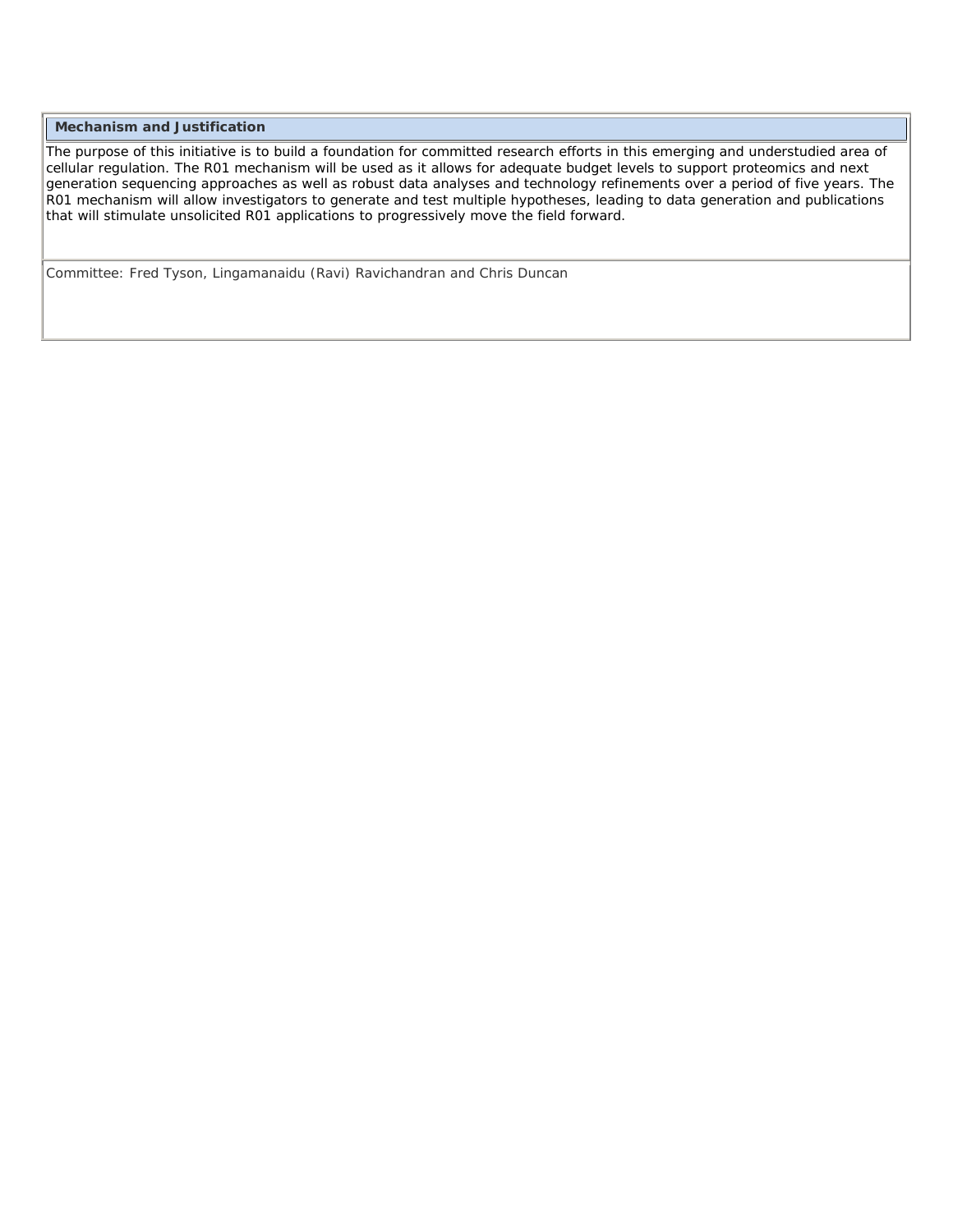## Mechanism and Justification

The purpose of this initiative is to build a foundation for committed research efforts in this emerging and understudied area of cellular regulation. The R01 mechanism will be used as it allows for adequate budget levels to support proteomics and next generation sequencing approaches as well as robust data analyses and technology refinements over a period of five years. The R01 mechanism will allow investigators to generate and test multiple hypotheses, leading to data generation and publications that will stimulate unsolicited R01 applications to progressively move the field forward.

Committee: Fred Tyson, Lingamanaidu (Ravi) Ravichandran and Chris Duncan